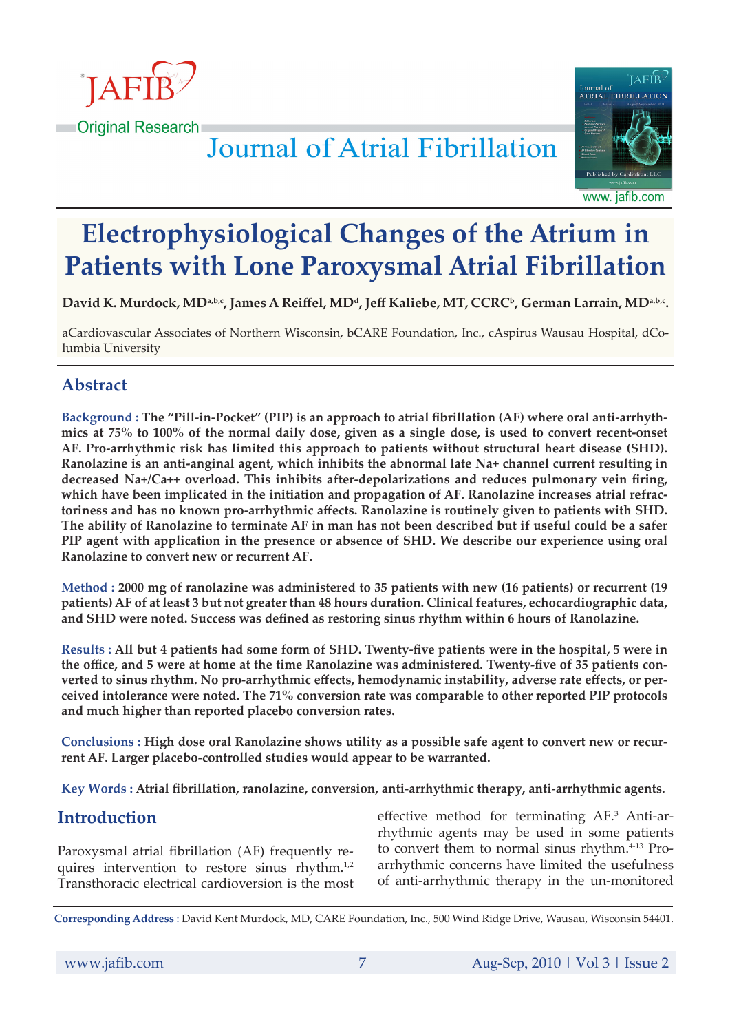Original Research

# Electrophysiological Changes of the Atrium in Patients with Lone Paroxysmal Atrial Fibrillation

**David K. Murdock, MD[a,b,c], James A Reiffel, MD[d], Jeff Kaliebe, MT, CCRC[b], German Larrain, MD[a,b,c].**

aCardiovascular Associates of Northern Wisconsin, bCARE Foundation, Inc., cAspirus Wausau Hospital, dColumbia University

## Abstract

**Background : The "Pill-in-Pocket" (PIP) is an approach to atrial fibrillation (AF) where oral anti-arrhythmics at 75% to 100% of the normal daily dose, given as a single dose, is used to convert recent-onset AF. Pro-arrhythmic risk has limited this approach to patients without structural heart disease (SHD). Ranolazine is an anti-anginal agent, which inhibits the abnormal late Na+ channel current resulting in decreased Na+/Ca++ overload. This inhibits after-depolarizations and reduces pulmonary vein firing, which have been implicated in the initiation and propagation of AF. Ranolazine increases atrial refractoriness and has no known pro-arrhythmic affects. Ranolazine is routinely given to patients with SHD. The ability of Ranolazine to terminate AF in man has not been described but if useful could be a safer PIP agent with application in the presence or absence of SHD. We describe our experience using oral Ranolazine to convert new or recurrent AF.**

**Method : 2000 mg of ranolazine was administered to 35 patients with new (16 patients) or recurrent (19 patients) AF of at least 3 but not greater than 48 hours duration. Clinical features, echocardiographic data, and SHD were noted. Success was defined as restoring sinus rhythm within 6 hours of Ranolazine.**

**Results : All but 4 patients had some form of SHD. Twenty-five patients were in the hospital, 5 were in the office, and 5 were at home at the time Ranolazine was administered. Twenty-five of 35 patients converted to sinus rhythm. No pro-arrhythmic effects, hemodynamic instability, adverse rate effects, or perceived intolerance were noted. The 71% conversion rate was comparable to other reported PIP protocols and much higher than reported placebo conversion rates.**

**Conclusions : High dose oral Ranolazine shows utility as a possible safe agent to convert new or recurrent AF. Larger placebo-controlled studies would appear to be warranted.**

**Key Words : Atrial fibrillation, ranolazine, conversion, anti-arrhythmic therapy, anti-arrhythmic agents.**

## Introduction

Paroxysmal atrial fibrillation (AF) frequently requires intervention to restore sinus rhythm.[1,2] Transthoracic electrical cardioversion is the most effective method for terminating AF.[3] Anti-arrhythmic agents may be used in some patients to convert them to normal sinus rhythm.[4-13] Pro-arrhythmic concerns have limited the usefulness of anti-arrhythmic therapy in the un-monitored

**Corresponding Address** : David Kent Murdock, MD, CARE Foundation, Inc., 500 Wind Ridge Drive, Wausau, Wisconsin 54401.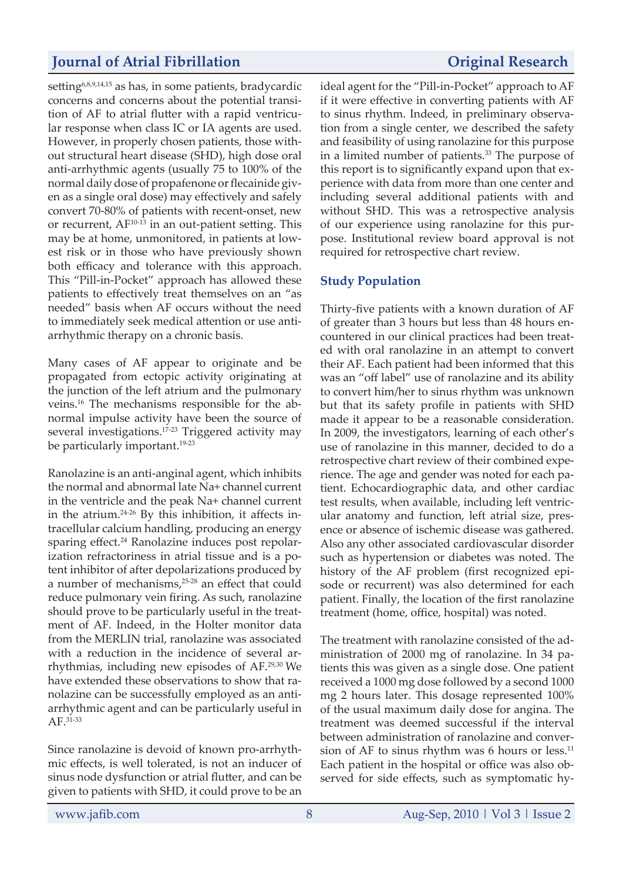setting[6,8,9,14,15] as has, in some patients, bradycardic concerns and concerns about the potential transition of AF to atrial flutter with a rapid ventricular response when class IC or IA agents are used. However, in properly chosen patients, those without structural heart disease (SHD), high dose oral anti-arrhythmic agents (usually 75 to 100% of the normal daily dose of propafenone or flecainide given as a single oral dose) may effectively and safely convert 70-80% of patients with recent-onset, new or recurrent, AF[10-13] in an out-patient setting. This may be at home, unmonitored, in patients at lowest risk or in those who have previously shown both efficacy and tolerance with this approach. This "Pill-in-Pocket" approach has allowed these patients to effectively treat themselves on an "as needed" basis when AF occurs without the need to immediately seek medical attention or use anti-arrhythmic therapy on a chronic basis.

Many cases of AF appear to originate and be propagated from ectopic activity originating at the junction of the left atrium and the pulmonary veins.[16] The mechanisms responsible for the abnormal impulse activity have been the source of several investigations.[17-23] Triggered activity may be particularly important.[19-23]

Ranolazine is an anti-anginal agent, which inhibits the normal and abnormal late Na+ channel current in the ventricle and the peak Na+ channel current in the atrium.[24-26] By this inhibition, it affects intracellular calcium handling, producing an energy sparing effect.[24] Ranolazine induces post repolarization refractoriness in atrial tissue and is a potent inhibitor of after depolarizations produced by a number of mechanisms,[25-28] an effect that could reduce pulmonary vein firing. As such, ranolazine should prove to be particularly useful in the treatment of AF. Indeed, in the Holter monitor data from the MERLIN trial, ranolazine was associated with a reduction in the incidence of several arrhythmias, including new episodes of AF.[29,30] We have extended these observations to show that ranolazine can be successfully employed as an anti-arrhythmic agent and can be particularly useful in AF.[31-33]

Since ranolazine is devoid of known pro-arrhythmic effects, is well tolerated, is not an inducer of sinus node dysfunction or atrial flutter, and can be given to patients with SHD, it could prove to be an ideal agent for the "Pill-in-Pocket" approach to AF if it were effective in converting patients with AF to sinus rhythm. Indeed, in preliminary observation from a single center, we described the safety and feasibility of using ranolazine for this purpose in a limited number of patients.[33] The purpose of this report is to significantly expand upon that experience with data from more than one center and including several additional patients with and without SHD. This was a retrospective analysis of our experience using ranolazine for this purpose. Institutional review board approval is not required for retrospective chart review.

## Study Population

Thirty-five patients with a known duration of AF of greater than 3 hours but less than 48 hours encountered in our clinical practices had been treated with oral ranolazine in an attempt to convert their AF. Each patient had been informed that this was an "off label" use of ranolazine and its ability to convert him/her to sinus rhythm was unknown but that its safety profile in patients with SHD made it appear to be a reasonable consideration. In 2009, the investigators, learning of each other's use of ranolazine in this manner, decided to do a retrospective chart review of their combined experience. The age and gender was noted for each patient. Echocardiographic data, and other cardiac test results, when available, including left ventricular anatomy and function, left atrial size, presence or absence of ischemic disease was gathered. Also any other associated cardiovascular disorder such as hypertension or diabetes was noted. The history of the AF problem (first recognized episode or recurrent) was also determined for each patient. Finally, the location of the first ranolazine treatment (home, office, hospital) was noted.

The treatment with ranolazine consisted of the administration of 2000 mg of ranolazine. In 34 patients this was given as a single dose. One patient received a 1000 mg dose followed by a second 1000 mg 2 hours later. This dosage represented 100% of the usual maximum daily dose for angina. The treatment was deemed successful if the interval between administration of ranolazine and conversion of AF to sinus rhythm was 6 hours or less.[11] Each patient in the hospital or office was also observed for side effects, such as symptomatic hy-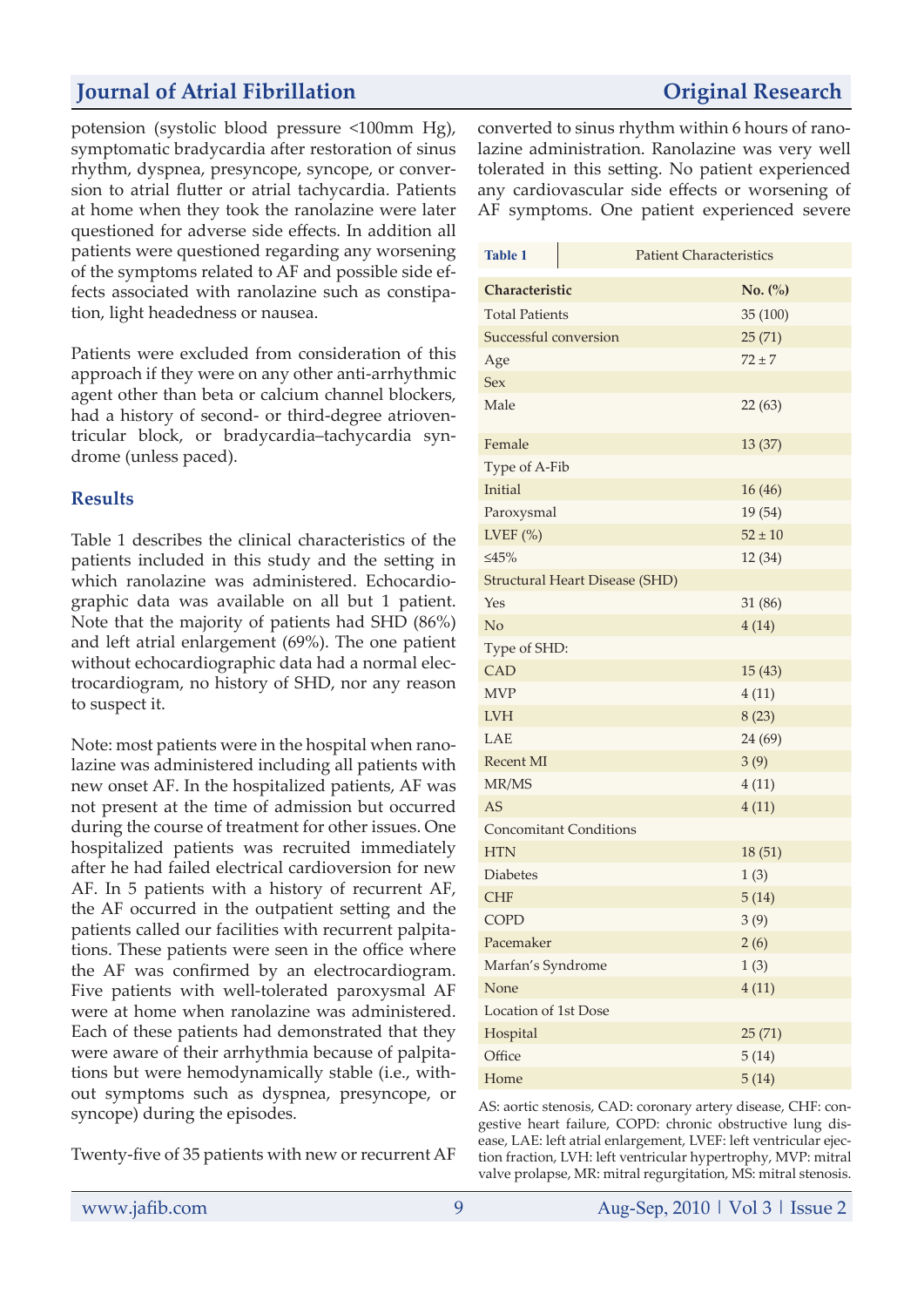potension (systolic blood pressure <100mm Hg), symptomatic bradycardia after restoration of sinus rhythm, dyspnea, presyncope, syncope, or conversion to atrial flutter or atrial tachycardia. Patients at home when they took the ranolazine were later questioned for adverse side effects. In addition all patients were questioned regarding any worsening of the symptoms related to AF and possible side effects associated with ranolazine such as constipation, light headedness or nausea.

Patients were excluded from consideration of this approach if they were on any other anti-arrhythmic agent other than beta or calcium channel blockers, had a history of second- or third-degree atrioventricular block, or bradycardia–tachycardia syndrome (unless paced).

## Results

Table 1 describes the clinical characteristics of the patients included in this study and the setting in which ranolazine was administered. Echocardiographic data was available on all but 1 patient. Note that the majority of patients had SHD (86%) and left atrial enlargement (69%). The one patient without echocardiographic data had a normal electrocardiogram, no history of SHD, nor any reason to suspect it.

Note: most patients were in the hospital when ranolazine was administered including all patients with new onset AF. In the hospitalized patients, AF was not present at the time of admission but occurred during the course of treatment for other issues. One hospitalized patients was recruited immediately after he had failed electrical cardioversion for new AF. In 5 patients with a history of recurrent AF, the AF occurred in the outpatient setting and the patients called our facilities with recurrent palpitations. These patients were seen in the office where the AF was confirmed by an electrocardiogram. Five patients with well-tolerated paroxysmal AF were at home when ranolazine was administered. Each of these patients had demonstrated that they were aware of their arrhythmia because of palpitations but were hemodynamically stable (i.e., without symptoms such as dyspnea, presyncope, or syncope) during the episodes.

Twenty-five of 35 patients with new or recurrent AF converted to sinus rhythm within 6 hours of ranolazine administration. Ranolazine was very well tolerated in this setting. No patient experienced any cardiovascular side effects or worsening of AF symptoms. One patient experienced severe

**Table 1** Patient Characteristics

| Characteristic | No. (%) |
|---|---|
| Total Patients | 35 (100) |
| Successful conversion | 25 (71) |
| Age | 72 ± 7 |
| Sex | |
| Male | 22 (63) |
| Female | 13 (37) |
| Type of A-Fib | |
| Initial | 16 (46) |
| Paroxysmal | 19 (54) |
| LVEF (%) | 52 ± 10 |
| ≤45% | 12 (34) |
| Structural Heart Disease (SHD) | |
| Yes | 31 (86) |
| No | 4 (14) |
| Type of SHD: | |
| CAD | 15 (43) |
| MVP | 4 (11) |
| LVH | 8 (23) |
| LAE | 24 (69) |
| Recent MI | 3 (9) |
| MR/MS | 4 (11) |
| AS | 4 (11) |
| Concomitant Conditions | |
| HTN | 18 (51) |
| Diabetes | 1 (3) |
| CHF | 5 (14) |
| COPD | 3 (9) |
| Pacemaker | 2 (6) |
| Marfan's Syndrome | 1 (3) |
| None | 4 (11) |
| Location of 1st Dose | |
| Hospital | 25 (71) |
| Office | 5 (14) |
| Home | 5 (14) |

AS: aortic stenosis, CAD: coronary artery disease, CHF: congestive heart failure, COPD: chronic obstructive lung disease, LAE: left atrial enlargement, LVEF: left ventricular ejection fraction, LVH: left ventricular hypertrophy, MVP: mitral valve prolapse, MR: mitral regurgitation, MS: mitral stenosis.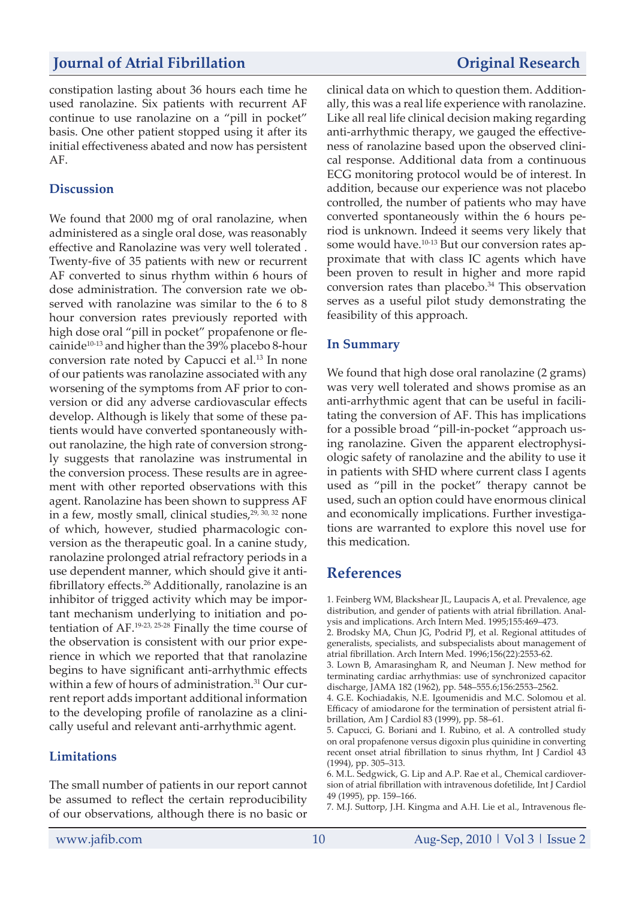constipation lasting about 36 hours each time he used ranolazine. Six patients with recurrent AF continue to use ranolazine on a "pill in pocket" basis. One other patient stopped using it after its initial effectiveness abated and now has persistent AF.

## Discussion

We found that 2000 mg of oral ranolazine, when administered as a single oral dose, was reasonably effective and Ranolazine was very well tolerated . Twenty-five of 35 patients with new or recurrent AF converted to sinus rhythm within 6 hours of dose administration. The conversion rate we observed with ranolazine was similar to the 6 to 8 hour conversion rates previously reported with high dose oral "pill in pocket" propafenone or flecainide[10-13] and higher than the 39% placebo 8-hour conversion rate noted by Capucci et al.[13] In none of our patients was ranolazine associated with any worsening of the symptoms from AF prior to conversion or did any adverse cardiovascular effects develop. Although is likely that some of these patients would have converted spontaneously without ranolazine, the high rate of conversion strongly suggests that ranolazine was instrumental in the conversion process. These results are in agreement with other reported observations with this agent. Ranolazine has been shown to suppress AF in a few, mostly small, clinical studies,[29, 30, 32] none of which, however, studied pharmacologic conversion as the therapeutic goal. In a canine study, ranolazine prolonged atrial refractory periods in a use dependent manner, which should give it antifibrillatory effects.[26] Additionally, ranolazine is an inhibitor of trigged activity which may be important mechanism underlying to initiation and potentiation of AF.[19-23, 25-28] Finally the time course of the observation is consistent with our prior experience in which we reported that that ranolazine begins to have significant anti-arrhythmic effects within a few of hours of administration.[31] Our current report adds important additional information to the developing profile of ranolazine as a clinically useful and relevant anti-arrhythmic agent.

## Limitations

The small number of patients in our report cannot be assumed to reflect the certain reproducibility of our observations, although there is no basic or clinical data on which to question them. Additionally, this was a real life experience with ranolazine. Like all real life clinical decision making regarding anti-arrhythmic therapy, we gauged the effectiveness of ranolazine based upon the observed clinical response. Additional data from a continuous ECG monitoring protocol would be of interest. In addition, because our experience was not placebo controlled, the number of patients who may have converted spontaneously within the 6 hours period is unknown. Indeed it seems very likely that some would have.[10-13] But our conversion rates approximate that with class IC agents which have been proven to result in higher and more rapid conversion rates than placebo.[34] This observation serves as a useful pilot study demonstrating the feasibility of this approach.

## In Summary

We found that high dose oral ranolazine (2 grams) was very well tolerated and shows promise as an anti-arrhythmic agent that can be useful in facilitating the conversion of AF. This has implications for a possible broad "pill-in-pocket "approach using ranolazine. Given the apparent electrophysiologic safety of ranolazine and the ability to use it in patients with SHD where current class I agents used as "pill in the pocket" therapy cannot be used, such an option could have enormous clinical and economically implications. Further investigations are warranted to explore this novel use for this medication.

# References

1. Feinberg WM, Blackshear JL, Laupacis A, et al. Prevalence, age distribution, and gender of patients with atrial fibrillation. Analysis and implications. Arch Intern Med. 1995;155:469–473.
2. Brodsky MA, Chun JG, Podrid PJ, et al. Regional attitudes of generalists, specialists, and subspecialists about management of atrial fibrillation. Arch Intern Med. 1996;156(22):2553-62.
3. Lown B, Amarasingham R, and Neuman J. New method for terminating cardiac arrhythmias: use of synchronized capacitor discharge, JAMA 182 (1962), pp. 548–555.6;156:2553–2562.
4. G.E. Kochiadakis, N.E. Igoumenidis and M.C. Solomou et al. Efficacy of amiodarone for the termination of persistent atrial fibrillation, Am J Cardiol 83 (1999), pp. 58–61.
5. Capucci, G. Boriani and I. Rubino, et al. A controlled study on oral propafenone versus digoxin plus quinidine in converting recent onset atrial fibrillation to sinus rhythm, Int J Cardiol 43 (1994), pp. 305–313.
6. M.L. Sedgwick, G. Lip and A.P. Rae et al., Chemical cardioversion of atrial fibrillation with intravenous dofetilide, Int J Cardiol 49 (1995), pp. 159–166.
7. M.J. Suttorp, J.H. Kingma and A.H. Lie et al., Intravenous fle-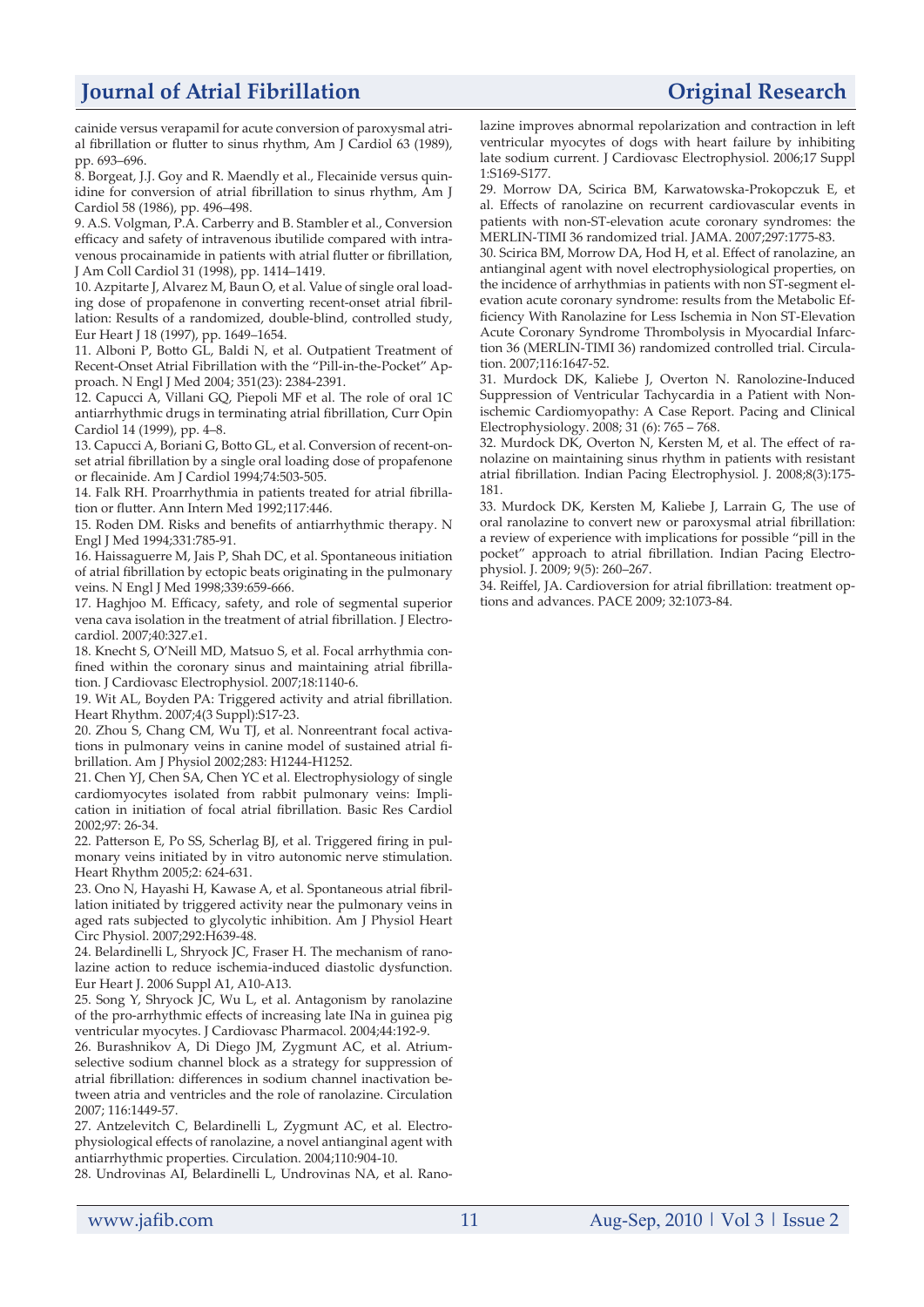cainide versus verapamil for acute conversion of paroxysmal atrial fibrillation or flutter to sinus rhythm, Am J Cardiol 63 (1989), pp. 693–696.

8. Borgeat, J.J. Goy and R. Maendly et al., Flecainide versus quinidine for conversion of atrial fibrillation to sinus rhythm, Am J Cardiol 58 (1986), pp. 496–498.

9. A.S. Volgman, P.A. Carberry and B. Stambler et al., Conversion efficacy and safety of intravenous ibutilide compared with intravenous procainamide in patients with atrial flutter or fibrillation, J Am Coll Cardiol 31 (1998), pp. 1414–1419.

10. Azpitarte J, Alvarez M, Baun O, et al. Value of single oral loading dose of propafenone in converting recent-onset atrial fibrillation: Results of a randomized, double-blind, controlled study, Eur Heart J 18 (1997), pp. 1649–1654.

11. Alboni P, Botto GL, Baldi N, et al. Outpatient Treatment of Recent-Onset Atrial Fibrillation with the "Pill-in-the-Pocket" Approach. N Engl J Med 2004; 351(23): 2384-2391.

12. Capucci A, Villani GQ, Piepoli MF et al. The role of oral 1C antiarrhythmic drugs in terminating atrial fibrillation, Curr Opin Cardiol 14 (1999), pp. 4–8.

13. Capucci A, Boriani G, Botto GL, et al. Conversion of recent-onset atrial fibrillation by a single oral loading dose of propafenone or flecainide. Am J Cardiol 1994;74:503-505.

14. Falk RH. Proarrhythmia in patients treated for atrial fibrillation or flutter. Ann Intern Med 1992;117:446.

15. Roden DM. Risks and benefits of antiarrhythmic therapy. N Engl J Med 1994;331:785-91.

16. Haissaguerre M, Jais P, Shah DC, et al. Spontaneous initiation of atrial fibrillation by ectopic beats originating in the pulmonary veins. N Engl J Med 1998;339:659-666.

17. Haghjoo M. Efficacy, safety, and role of segmental superior vena cava isolation in the treatment of atrial fibrillation. J Electrocardiol. 2007;40:327.e1.

18. Knecht S, O'Neill MD, Matsuo S, et al. Focal arrhythmia confined within the coronary sinus and maintaining atrial fibrillation. J Cardiovasc Electrophysiol. 2007;18:1140-6.

19. Wit AL, Boyden PA: Triggered activity and atrial fibrillation. Heart Rhythm. 2007;4(3 Suppl):S17-23.

20. Zhou S, Chang CM, Wu TJ, et al. Nonreentrant focal activations in pulmonary veins in canine model of sustained atrial fibrillation. Am J Physiol 2002;283: H1244-H1252.

21. Chen YJ, Chen SA, Chen YC et al. Electrophysiology of single cardiomyocytes isolated from rabbit pulmonary veins: Implication in initiation of focal atrial fibrillation. Basic Res Cardiol 2002;97: 26-34.

22. Patterson E, Po SS, Scherlag BJ, et al. Triggered firing in pulmonary veins initiated by in vitro autonomic nerve stimulation. Heart Rhythm 2005;2: 624-631.

23. Ono N, Hayashi H, Kawase A, et al. Spontaneous atrial fibrillation initiated by triggered activity near the pulmonary veins in aged rats subjected to glycolytic inhibition. Am J Physiol Heart Circ Physiol. 2007;292:H639-48.

24. Belardinelli L, Shryock JC, Fraser H. The mechanism of ranolazine action to reduce ischemia-induced diastolic dysfunction. Eur Heart J. 2006 Suppl A1, A10-A13.

25. Song Y, Shryock JC, Wu L, et al. Antagonism by ranolazine of the pro-arrhythmic effects of increasing late INa in guinea pig ventricular myocytes. J Cardiovasc Pharmacol. 2004;44:192-9.

26. Burashnikov A, Di Diego JM, Zygmunt AC, et al. Atrium-selective sodium channel block as a strategy for suppression of atrial fibrillation: differences in sodium channel inactivation between atria and ventricles and the role of ranolazine. Circulation 2007; 116:1449-57.

27. Antzelevitch C, Belardinelli L, Zygmunt AC, et al. Electrophysiological effects of ranolazine, a novel antianginal agent with antiarrhythmic properties. Circulation. 2004;110:904-10.

28. Undrovinas AI, Belardinelli L, Undrovinas NA, et al. Ranolazine improves abnormal repolarization and contraction in left ventricular myocytes of dogs with heart failure by inhibiting late sodium current. J Cardiovasc Electrophysiol. 2006;17 Suppl 1:S169-S177.

29. Morrow DA, Scirica BM, Karwatowska-Prokopczuk E, et al. Effects of ranolazine on recurrent cardiovascular events in patients with non-ST-elevation acute coronary syndromes: the MERLIN-TIMI 36 randomized trial. JAMA. 2007;297:1775-83.

30. Scirica BM, Morrow DA, Hod H, et al. Effect of ranolazine, an antianginal agent with novel electrophysiological properties, on the incidence of arrhythmias in patients with non ST-segment elevation acute coronary syndrome: results from the Metabolic Efficiency With Ranolazine for Less Ischemia in Non ST-Elevation Acute Coronary Syndrome Thrombolysis in Myocardial Infarction 36 (MERLIN-TIMI 36) randomized controlled trial. Circulation. 2007;116:1647-52.

31. Murdock DK, Kaliebe J, Overton N. Ranolozine-Induced Suppression of Ventricular Tachycardia in a Patient with Nonischemic Cardiomyopathy: A Case Report. Pacing and Clinical Electrophysiology. 2008; 31 (6): 765 – 768.

32. Murdock DK, Overton N, Kersten M, et al. The effect of ranolazine on maintaining sinus rhythm in patients with resistant atrial fibrillation. Indian Pacing Electrophysiol. J. 2008;8(3):175-181.

33. Murdock DK, Kersten M, Kaliebe J, Larrain G, The use of oral ranolazine to convert new or paroxysmal atrial fibrillation: a review of experience with implications for possible "pill in the pocket" approach to atrial fibrillation. Indian Pacing Electrophysiol. J. 2009; 9(5): 260–267.

34. Reiffel, JA. Cardioversion for atrial fibrillation: treatment options and advances. PACE 2009; 32:1073-84.